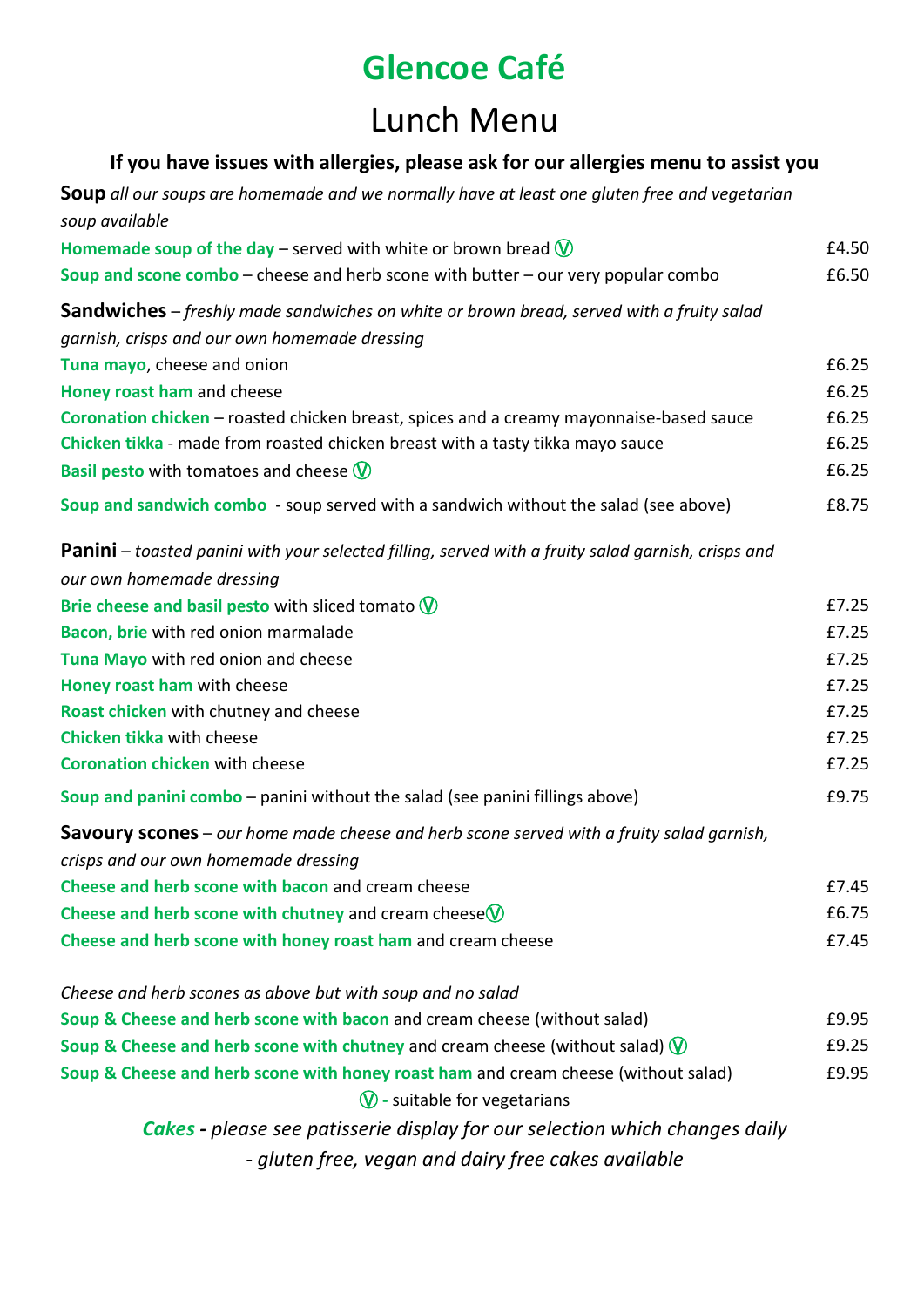# Glencoe Café

## Lunch Menu

**If you have issues with allergies, please ask for our allergies menu to assist you**

**Soup** *all our soups are homemade and we normally have at least one gluten free and vegetarian soup available*

| | |
|---|---|
| **Homemade soup of the day** – served with white or brown bread Ⓥ | £4.50 |
| **Soup and scone combo** – cheese and herb scone with butter – our very popular combo | £6.50 |

**Sandwiches** – *freshly made sandwiches on white or brown bread, served with a fruity salad garnish, crisps and our own homemade dressing*

| | |
|---|---|
| **Tuna mayo**, cheese and onion | £6.25 |
| **Honey roast ham** and cheese | £6.25 |
| **Coronation chicken** – roasted chicken breast, spices and a creamy mayonnaise-based sauce | £6.25 |
| **Chicken tikka** - made from roasted chicken breast with a tasty tikka mayo sauce | £6.25 |
| **Basil pesto** with tomatoes and cheese Ⓥ | £6.25 |
| **Soup and sandwich combo** - soup served with a sandwich without the salad (see above) | £8.75 |

**Panini** – *toasted panini with your selected filling, served with a fruity salad garnish, crisps and our own homemade dressing*

| | |
|---|---|
| **Brie cheese and basil pesto** with sliced tomato Ⓥ | £7.25 |
| **Bacon, brie** with red onion marmalade | £7.25 |
| **Tuna Mayo** with red onion and cheese | £7.25 |
| **Honey roast ham** with cheese | £7.25 |
| **Roast chicken** with chutney and cheese | £7.25 |
| **Chicken tikka** with cheese | £7.25 |
| **Coronation chicken** with cheese | £7.25 |
| **Soup and panini combo** – panini without the salad (see panini fillings above) | £9.75 |

**Savoury scones** – *our home made cheese and herb scone served with a fruity salad garnish, crisps and our own homemade dressing*

| | |
|---|---|
| **Cheese and herb scone with bacon** and cream cheese | £7.45 |
| **Cheese and herb scone with chutney** and cream cheese Ⓥ | £6.75 |
| **Cheese and herb scone with honey roast ham** and cream cheese | £7.45 |

*Cheese and herb scones as above but with soup and no salad*

| | |
|---|---|
| **Soup & Cheese and herb scone with bacon** and cream cheese (without salad) | £9.95 |
| **Soup & Cheese and herb scone with chutney** and cream cheese (without salad) Ⓥ | £9.25 |
| **Soup & Cheese and herb scone with honey roast ham** and cream cheese (without salad) | £9.95 |

Ⓥ - suitable for vegetarians

***Cakes** - please see patisserie display for our selection which changes daily*

*- gluten free, vegan and dairy free cakes available*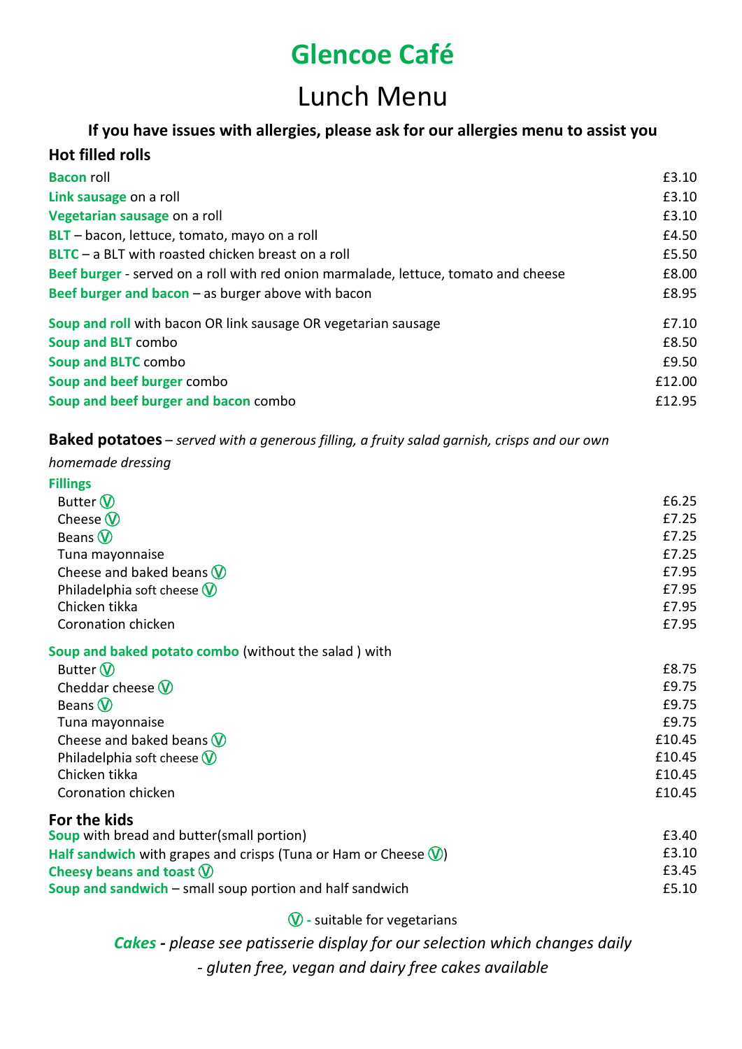# Glencoe Café

## Lunch Menu

**If you have issues with allergies, please ask for our allergies menu to assist you**

### Hot filled rolls

| | |
|---|---|
| **Bacon** roll | £3.10 |
| **Link sausage** on a roll | £3.10 |
| **Vegetarian sausage** on a roll | £3.10 |
| **BLT** – bacon, lettuce, tomato, mayo on a roll | £4.50 |
| **BLTC** – a BLT with roasted chicken breast on a roll | £5.50 |
| **Beef burger** - served on a roll with red onion marmalade, lettuce, tomato and cheese | £8.00 |
| **Beef burger and bacon** – as burger above with bacon | £8.95 |
| **Soup and roll** with bacon OR link sausage OR vegetarian sausage | £7.10 |
| **Soup and BLT** combo | £8.50 |
| **Soup and BLTC** combo | £9.50 |
| **Soup and beef burger** combo | £12.00 |
| **Soup and beef burger and bacon** combo | £12.95 |

### Baked potatoes – *served with a generous filling, a fruity salad garnish, crisps and our own homemade dressing*

**Fillings**

| | |
|---|---|
| Butter Ⓥ | £6.25 |
| Cheese Ⓥ | £7.25 |
| Beans Ⓥ | £7.25 |
| Tuna mayonnaise | £7.25 |
| Cheese and baked beans Ⓥ | £7.95 |
| Philadelphia soft cheese Ⓥ | £7.95 |
| Chicken tikka | £7.95 |
| Coronation chicken | £7.95 |

**Soup and baked potato combo** (without the salad ) with

| | |
|---|---|
| Butter Ⓥ | £8.75 |
| Cheddar cheese Ⓥ | £9.75 |
| Beans Ⓥ | £9.75 |
| Tuna mayonnaise | £9.75 |
| Cheese and baked beans Ⓥ | £10.45 |
| Philadelphia soft cheese Ⓥ | £10.45 |
| Chicken tikka | £10.45 |
| Coronation chicken | £10.45 |

### For the kids

| | |
|---|---|
| **Soup** with bread and butter(small portion) | £3.40 |
| **Half sandwich** with grapes and crisps (Tuna or Ham or Cheese Ⓥ) | £3.10 |
| **Cheesy beans and toast** Ⓥ | £3.45 |
| **Soup and sandwich** – small soup portion and half sandwich | £5.10 |

Ⓥ - suitable for vegetarians

***Cakes*** *- please see patisserie display for our selection which changes daily*

*- gluten free, vegan and dairy free cakes available*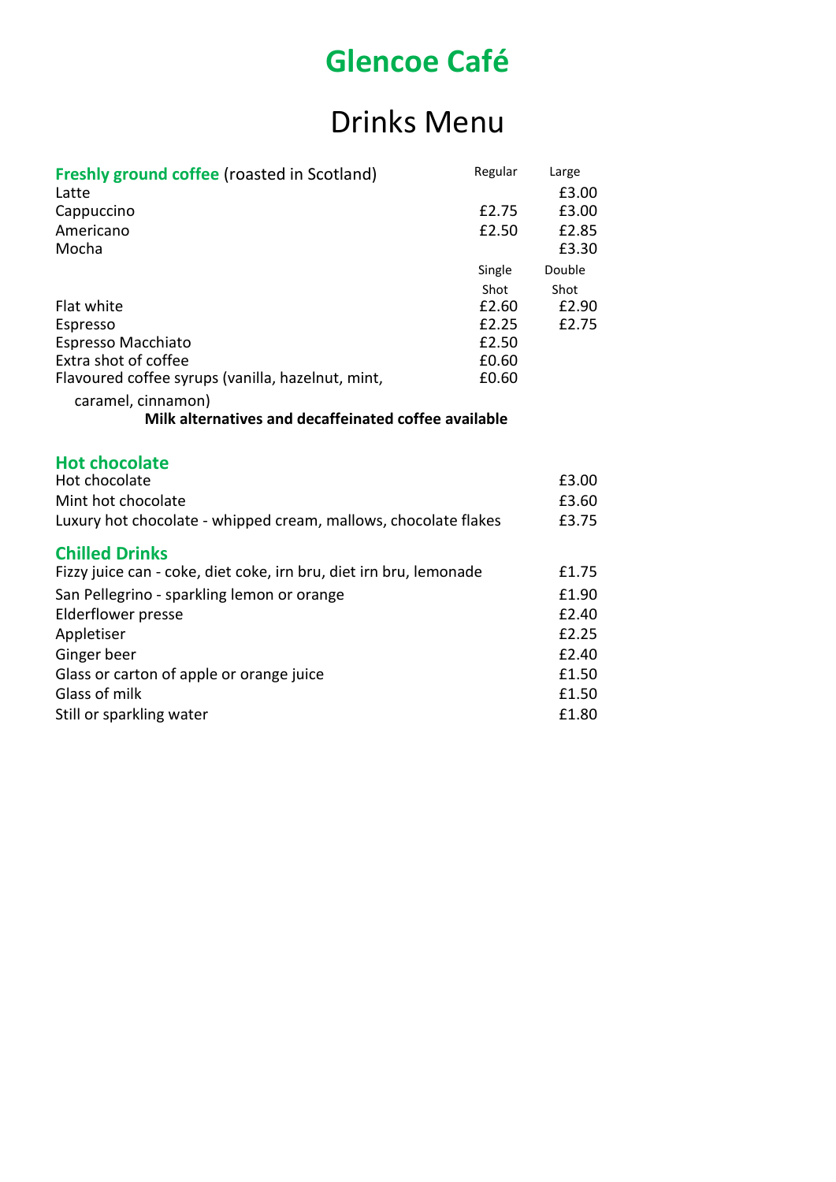# Glencoe Café

## Drinks Menu

| **Freshly ground coffee** (roasted in Scotland) | Regular | Large |
|---|---|---|
| Latte | | £3.00 |
| Cappuccino | £2.75 | £3.00 |
| Americano | £2.50 | £2.85 |
| Mocha | | £3.30 |
| | Single Shot | Double Shot |
| Flat white | £2.60 | £2.90 |
| Espresso | £2.25 | £2.75 |
| Espresso Macchiato | £2.50 | |
| Extra shot of coffee | £0.60 | |
| Flavoured coffee syrups (vanilla, hazelnut, mint, caramel, cinnamon) | £0.60 | |

**Milk alternatives and decaffeinated coffee available**

### Hot chocolate

| | |
|---|---|
| Hot chocolate | £3.00 |
| Mint hot chocolate | £3.60 |
| Luxury hot chocolate - whipped cream, mallows, chocolate flakes | £3.75 |

### Chilled Drinks

| | |
|---|---|
| Fizzy juice can - coke, diet coke, irn bru, diet irn bru, lemonade | £1.75 |
| San Pellegrino - sparkling lemon or orange | £1.90 |
| Elderflower presse | £2.40 |
| Appletiser | £2.25 |
| Ginger beer | £2.40 |
| Glass or carton of apple or orange juice | £1.50 |
| Glass of milk | £1.50 |
| Still or sparkling water | £1.80 |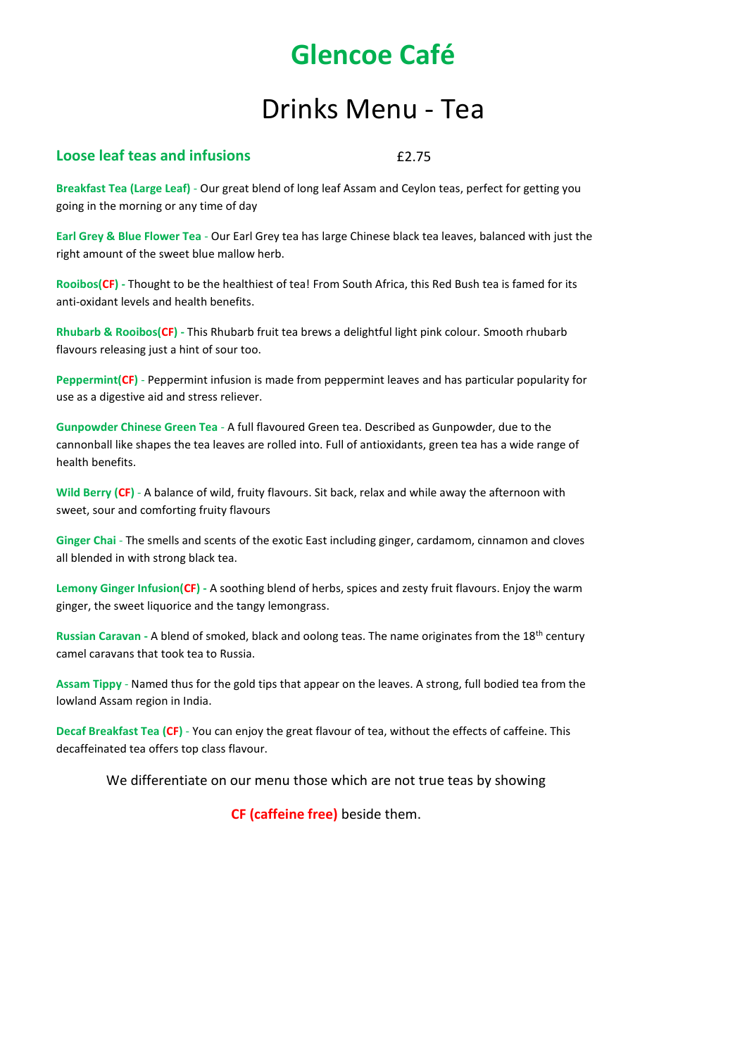# Glencoe Café

## Drinks Menu - Tea

### Loose leaf teas and infusions £2.75

**Breakfast Tea (Large Leaf)** - Our great blend of long leaf Assam and Ceylon teas, perfect for getting you going in the morning or any time of day

**Earl Grey & Blue Flower Tea** - Our Earl Grey tea has large Chinese black tea leaves, balanced with just the right amount of the sweet blue mallow herb.

**Rooibos(CF)** - Thought to be the healthiest of tea! From South Africa, this Red Bush tea is famed for its anti-oxidant levels and health benefits.

**Rhubarb & Rooibos(CF)** - This Rhubarb fruit tea brews a delightful light pink colour. Smooth rhubarb flavours releasing just a hint of sour too.

**Peppermint(CF)** - Peppermint infusion is made from peppermint leaves and has particular popularity for use as a digestive aid and stress reliever.

**Gunpowder Chinese Green Tea** - A full flavoured Green tea. Described as Gunpowder, due to the cannonball like shapes the tea leaves are rolled into. Full of antioxidants, green tea has a wide range of health benefits.

**Wild Berry (CF)** - A balance of wild, fruity flavours. Sit back, relax and while away the afternoon with sweet, sour and comforting fruity flavours

**Ginger Chai** - The smells and scents of the exotic East including ginger, cardamom, cinnamon and cloves all blended in with strong black tea.

**Lemony Ginger Infusion(CF)** - A soothing blend of herbs, spices and zesty fruit flavours. Enjoy the warm ginger, the sweet liquorice and the tangy lemongrass.

**Russian Caravan** - A blend of smoked, black and oolong teas. The name originates from the 18th century camel caravans that took tea to Russia.

**Assam Tippy** - Named thus for the gold tips that appear on the leaves. A strong, full bodied tea from the lowland Assam region in India.

**Decaf Breakfast Tea (CF)** - You can enjoy the great flavour of tea, without the effects of caffeine. This decaffeinated tea offers top class flavour.

We differentiate on our menu those which are not true teas by showing

**CF (caffeine free)** beside them.